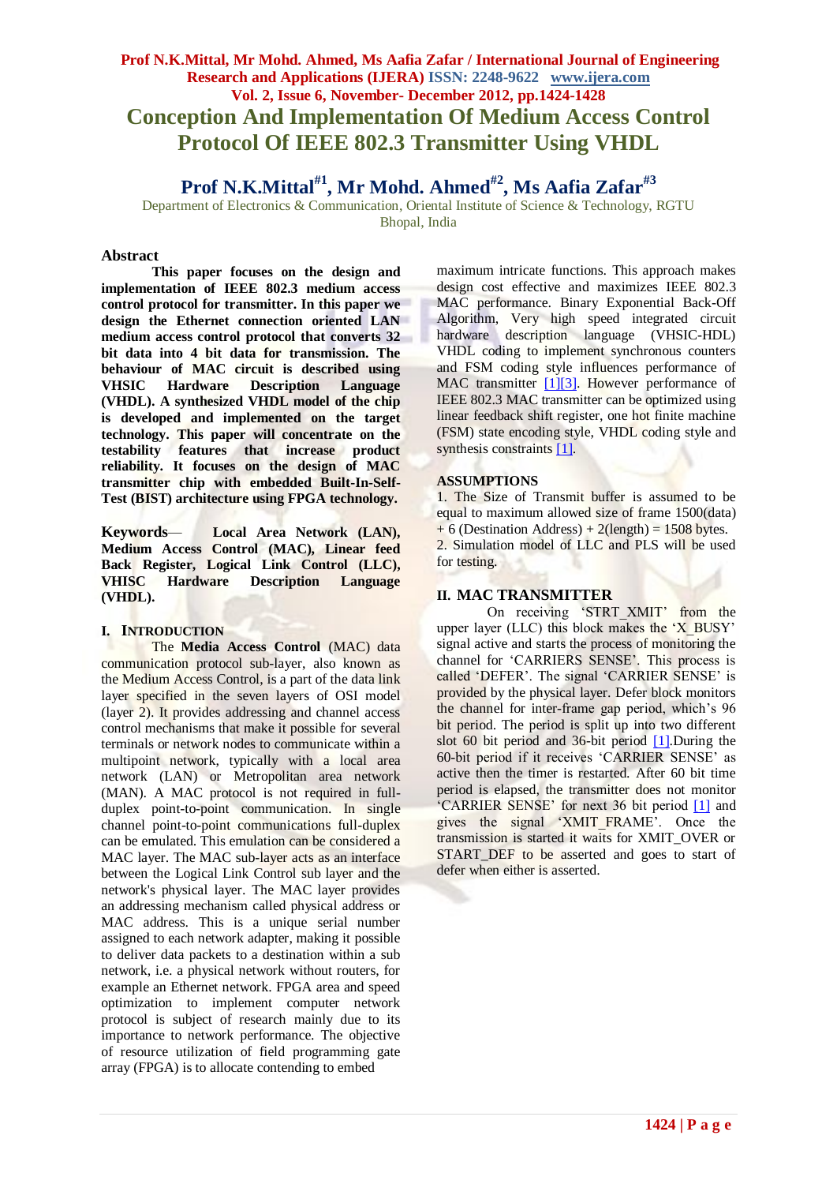# Conception And Implementation Of Medium Access Control Protocol Of IEEE 802.3 Transmitter Using VHDL

## Prof N.K.Mittal[#1], Mr Mohd. Ahmed[#2], Ms Aafia Zafar[#3]

Department of Electronics & Communication, Oriental Institute of Science & Technology, RGTU
Bhopal, India

### Abstract

**This paper focuses on the design and implementation of IEEE 802.3 medium access control protocol for transmitter. In this paper we design the Ethernet connection oriented LAN medium access control protocol that converts 32 bit data into 4 bit data for transmission. The behaviour of MAC circuit is described using VHSIC Hardware Description Language (VHDL). A synthesized VHDL model of the chip is developed and implemented on the target technology. This paper will concentrate on the testability features that increase product reliability. It focuses on the design of MAC transmitter chip with embedded Built-In-Self-Test (BIST) architecture using FPGA technology.**

**Keywords**— **Local Area Network (LAN), Medium Access Control (MAC), Linear feed Back Register, Logical Link Control (LLC), VHISC Hardware Description Language (VHDL).**

## I. INTRODUCTION

The **Media Access Control** (MAC) data communication protocol sub-layer, also known as the Medium Access Control, is a part of the data link layer specified in the seven layers of OSI model (layer 2). It provides addressing and channel access control mechanisms that make it possible for several terminals or network nodes to communicate within a multipoint network, typically with a local area network (LAN) or Metropolitan area network (MAN). A MAC protocol is not required in full-duplex point-to-point communication. In single channel point-to-point communications full-duplex can be emulated. This emulation can be considered a MAC layer. The MAC sub-layer acts as an interface between the Logical Link Control sub layer and the network's physical layer. The MAC layer provides an addressing mechanism called physical address or MAC address. This is a unique serial number assigned to each network adapter, making it possible to deliver data packets to a destination within a sub network, i.e. a physical network without routers, for example an Ethernet network. FPGA area and speed optimization to implement computer network protocol is subject of research mainly due to its importance to network performance. The objective of resource utilization of field programming gate array (FPGA) is to allocate contending to embed maximum intricate functions. This approach makes design cost effective and maximizes IEEE 802.3 MAC performance. Binary Exponential Back-Off Algorithm, Very high speed integrated circuit hardware description language (VHSIC-HDL) VHDL coding to implement synchronous counters and FSM coding style influences performance of MAC transmitter [1][3]. However performance of IEEE 802.3 MAC transmitter can be optimized using linear feedback shift register, one hot finite machine (FSM) state encoding style, VHDL coding style and synthesis constraints [1].

## ASSUMPTIONS

1. The Size of Transmit buffer is assumed to be equal to maximum allowed size of frame 1500(data) + 6 (Destination Address) + 2(length) = 1508 bytes.
2. Simulation model of LLC and PLS will be used for testing.

## II. MAC TRANSMITTER

On receiving 'STRT_XMIT' from the upper layer (LLC) this block makes the 'X_BUSY' signal active and starts the process of monitoring the channel for 'CARRIERS SENSE'. This process is called 'DEFER'. The signal 'CARRIER SENSE' is provided by the physical layer. Defer block monitors the channel for inter-frame gap period, which's 96 bit period. The period is split up into two different slot 60 bit period and 36-bit period [1].During the 60-bit period if it receives 'CARRIER SENSE' as active then the timer is restarted. After 60 bit time period is elapsed, the transmitter does not monitor 'CARRIER SENSE' for next 36 bit period [1] and gives the signal 'XMIT_FRAME'. Once the transmission is started it waits for XMIT_OVER or START_DEF to be asserted and goes to start of defer when either is asserted.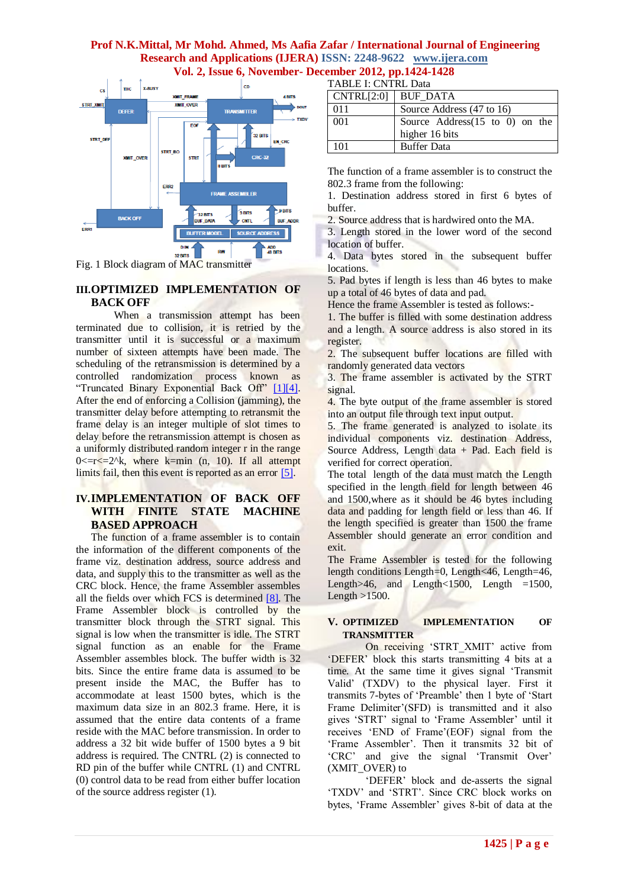Fig. 1 Block diagram of MAC transmitter

## III. OPTIMIZED IMPLEMENTATION OF BACK OFF

When a transmission attempt has been terminated due to collision, it is retried by the transmitter until it is successful or a maximum number of sixteen attempts have been made. The scheduling of the retransmission is determined by a controlled randomization process known as “Truncated Binary Exponential Back Off” [1][4]. After the end of enforcing a Collision (jamming), the transmitter delay before attempting to retransmit the frame delay is an integer multiple of slot times to delay before the retransmission attempt is chosen as a uniformly distributed random integer r in the range $0<=r<=2^k$, where k=min (n, 10). If all attempt limits fail, then this event is reported as an error [5].

## IV. IMPLEMENTATION OF BACK OFF WITH FINITE STATE MACHINE BASED APPROACH

The function of a frame assembler is to contain the information of the different components of the frame viz. destination address, source address and data, and supply this to the transmitter as well as the CRC block. Hence, the frame Assembler assembles all the fields over which FCS is determined [8]. The Frame Assembler block is controlled by the transmitter block through the STRT signal. This signal is low when the transmitter is idle. The STRT signal function as an enable for the Frame Assembler assembles block. The buffer width is 32 bits. Since the entire frame data is assumed to be present inside the MAC, the Buffer has to accommodate at least 1500 bytes, which is the maximum data size in an 802.3 frame. Here, it is assumed that the entire data contents of a frame reside with the MAC before transmission. In order to address a 32 bit wide buffer of 1500 bytes a 9 bit address is required. The CNTRL (2) is connected to RD pin of the buffer while CNTRL (1) and CNTRL (0) control data to be read from either buffer location of the source address register (1).

TABLE I: CNTRL Data

| CNTRL[2:0] | BUF_DATA |
|---|---|
| 011 | Source Address (47 to 16) |
| 001 | Source Address(15 to 0) on the higher 16 bits |
| 101 | Buffer Data |

The function of a frame assembler is to construct the 802.3 frame from the following:

1. Destination address stored in first 6 bytes of buffer.
2. Source address that is hardwired onto the MA.
3. Length stored in the lower word of the second location of buffer.
4. Data bytes stored in the subsequent buffer locations.
5. Pad bytes if length is less than 46 bytes to make up a total of 46 bytes of data and pad.

Hence the frame Assembler is tested as follows:-

1. The buffer is filled with some destination address and a length. A source address is also stored in its register.
2. The subsequent buffer locations are filled with randomly generated data vectors
3. The frame assembler is activated by the STRT signal.
4. The byte output of the frame assembler is stored into an output file through text input output.
5. The frame generated is analyzed to isolate its individual components viz. destination Address, Source Address, Length data + Pad. Each field is verified for correct operation.

The total length of the data must match the Length specified in the length field for length between 46 and 1500,whereas it should be 46 bytes including data and padding for length field or less than 46. If the length specified is greater than 1500 the frame Assembler should generate an error condition and exit.

The Frame Assembler is tested for the following length conditions Length=0, Length<46, Length=46, Length>46, and Length<1500, Length =1500, Length >1500.

## V. OPTIMIZED IMPLEMENTATION OF TRANSMITTER

On receiving ‘STRT_XMIT’ active from ‘DEFER’ block this starts transmitting 4 bits at a time. At the same time it gives signal ‘Transmit Valid’ (TXDV) to the physical layer. First it transmits 7-bytes of ‘Preamble’ then 1 byte of ‘Start Frame Delimiter’(SFD) is transmitted and it also gives ‘STRT’ signal to ‘Frame Assembler’ until it receives ‘END of Frame’(EOF) signal from the ‘Frame Assembler’. Then it transmits 32 bit of ‘CRC’ and give the signal ‘Transmit Over’ (XMIT_OVER) to

‘DEFER’ block and de-asserts the signal ‘TXDV’ and ‘STRT’. Since CRC block works on bytes, ‘Frame Assembler’ gives 8-bit of data at the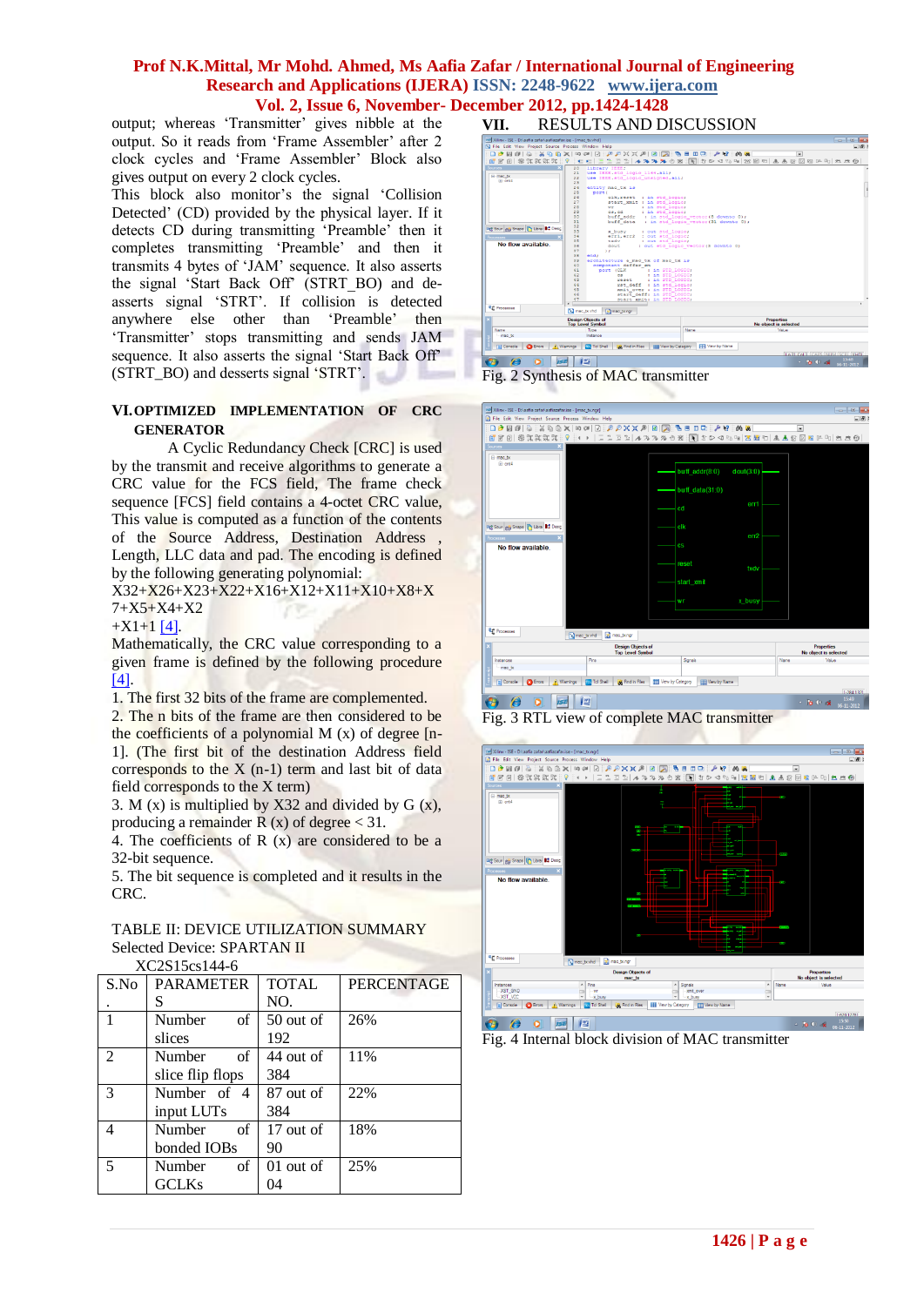output; whereas 'Transmitter' gives nibble at the output. So it reads from 'Frame Assembler' after 2 clock cycles and 'Frame Assembler' Block also gives output on every 2 clock cycles.

This block also monitor's the signal 'Collision Detected' (CD) provided by the physical layer. If it detects CD during transmitting 'Preamble' then it completes transmitting 'Preamble' and then it transmits 4 bytes of 'JAM' sequence. It also asserts the signal 'Start Back Off' (STRT_BO) and de-asserts signal 'STRT'. If collision is detected anywhere else other than 'Preamble' then 'Transmitter' stops transmitting and sends JAM sequence. It also asserts the signal 'Start Back Off' (STRT_BO) and desserts signal 'STRT'.

## VI. OPTIMIZED IMPLEMENTATION OF CRC GENERATOR

A Cyclic Redundancy Check [CRC] is used by the transmit and receive algorithms to generate a CRC value for the FCS field, The frame check sequence [FCS] field contains a 4-octet CRC value, This value is computed as a function of the contents of the Source Address, Destination Address , Length, LLC data and pad. The encoding is defined by the following generating polynomial:

$X32+X26+X23+X22+X16+X12+X11+X10+X8+X7+X5+X4+X2+X1+1$ [4].

Mathematically, the CRC value corresponding to a given frame is defined by the following procedure [4].

1. The first 32 bits of the frame are complemented.
2. The n bits of the frame are then considered to be the coefficients of a polynomial M (x) of degree [n-1]. (The first bit of the destination Address field corresponds to the X (n-1) term and last bit of data field corresponds to the X term)
3. M (x) is multiplied by X32 and divided by G (x), producing a remainder R (x) of degree < 31.
4. The coefficients of R (x) are considered to be a 32-bit sequence.
5. The bit sequence is completed and it results in the CRC.

TABLE II: DEVICE UTILIZATION SUMMARY
Selected Device: SPARTAN II XC2S15cs144-6

| S.No. | PARAMETERS | TOTAL NO. | PERCENTAGE |
|---|---|---|---|
| 1 | Number of slices | 50 out of 192 | 26% |
| 2 | Number of slice flip flops | 44 out of 384 | 11% |
| 3 | Number of 4 input LUTs | 87 out of 384 | 22% |
| 4 | Number of bonded IOBs | 17 out of 90 | 18% |
| 5 | Number of GCLKs | 01 out of 04 | 25% |

## VII. RESULTS AND DISCUSSION

Fig. 2 Synthesis of MAC transmitter

Fig. 3 RTL view of complete MAC transmitter

Fig. 4 Internal block division of MAC transmitter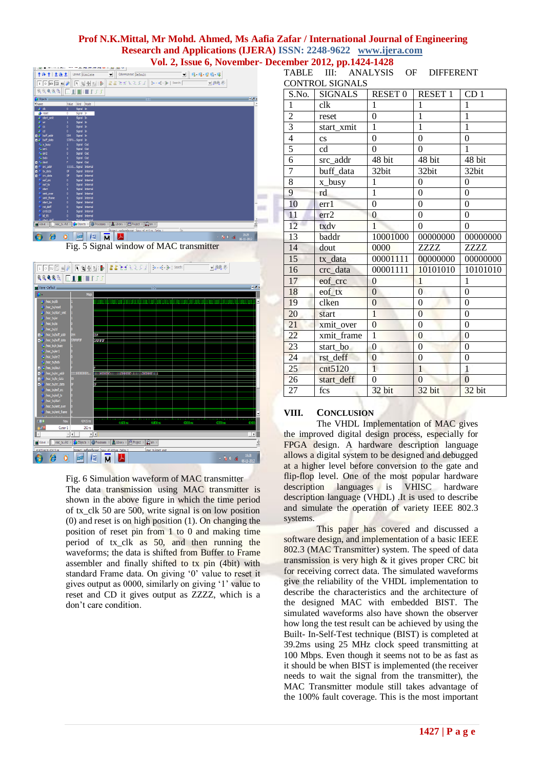Fig. 5 Signal window of MAC transmitter

Fig. 6 Simulation waveform of MAC transmitter

The data transmission using MAC transmitter is shown in the above figure in which the time period of tx_clk 50 are 500, write signal is on low position (0) and reset is on high position (1). On changing the position of reset pin from 1 to 0 and making time period of tx_clk as 50, and then running the waveforms; the data is shifted from Buffer to Frame assembler and finally shifted to tx pin (4bit) with standard Frame data. On giving '0' value to reset it gives output as 0000, similarly on giving '1' value to reset and CD it gives output as ZZZZ, which is a don't care condition.

TABLE III: ANALYSIS OF DIFFERENT CONTROL SIGNALS

| S.No. | SIGNALS | RESET 0 | RESET 1 | CD 1 |
|---|---|---|---|---|
| 1 | clk | 1 | 1 | 1 |
| 2 | reset | 0 | 1 | 1 |
| 3 | start_xmit | 1 | 1 | 1 |
| 4 | cs | 0 | 0 | 0 |
| 5 | cd | 0 | 0 | 1 |
| 6 | src_addr | 48 bit | 48 bit | 48 bit |
| 7 | buff_data | 32bit | 32bit | 32bit |
| 8 | x_busy | 1 | 0 | 0 |
| 9 | rd | 1 | 0 | 0 |
| 10 | err1 | 0 | 0 | 0 |
| 11 | err2 | 0 | 0 | 0 |
| 12 | txdv | 1 | 0 | 0 |
| 13 | baddr | 10001000 | 00000000 | 00000000 |
| 14 | dout | 0000 | ZZZZ | ZZZZ |
| 15 | tx_data | 00001111 | 00000000 | 00000000 |
| 16 | crc_data | 00001111 | 10101010 | 10101010 |
| 17 | eof_crc | 0 | 1 | 1 |
| 18 | eof_tx | 0 | 0 | 0 |
| 19 | clken | 0 | 0 | 0 |
| 20 | start | 1 | 0 | 0 |
| 21 | xmit_over | 0 | 0 | 0 |
| 22 | xmit_frame | 1 | 0 | 0 |
| 23 | start_bo | 0 | 0 | 0 |
| 24 | rst_deff | 0 | 0 | 0 |
| 25 | cnt5120 | 1 | 1 | 1 |
| 26 | start_deff | 0 | 0 | 0 |
| 27 | fcs | 32 bit | 32 bit | 32 bit |

## VIII. CONCLUSION

The VHDL Implementation of MAC gives the improved digital design process, especially for FPGA design. A hardware description language allows a digital system to be designed and debugged at a higher level before conversion to the gate and flip-flop level. One of the most popular hardware description languages is VHISC hardware description language (VHDL) .It is used to describe and simulate the operation of variety IEEE 802.3 systems.

This paper has covered and discussed a software design, and implementation of a basic IEEE 802.3 (MAC Transmitter) system. The speed of data transmission is very high & it gives proper CRC bit for receiving correct data. The simulated waveforms give the reliability of the VHDL implementation to describe the characteristics and the architecture of the designed MAC with embedded BIST. The simulated waveforms also have shown the observer how long the test result can be achieved by using the Built- In-Self-Test technique (BIST) is completed at 39.2ms using 25 MHz clock speed transmitting at 100 Mbps. Even though it seems not to be as fast as it should be when BIST is implemented (the receiver needs to wait the signal from the transmitter), the MAC Transmitter module still takes advantage of the 100% fault coverage. This is the most important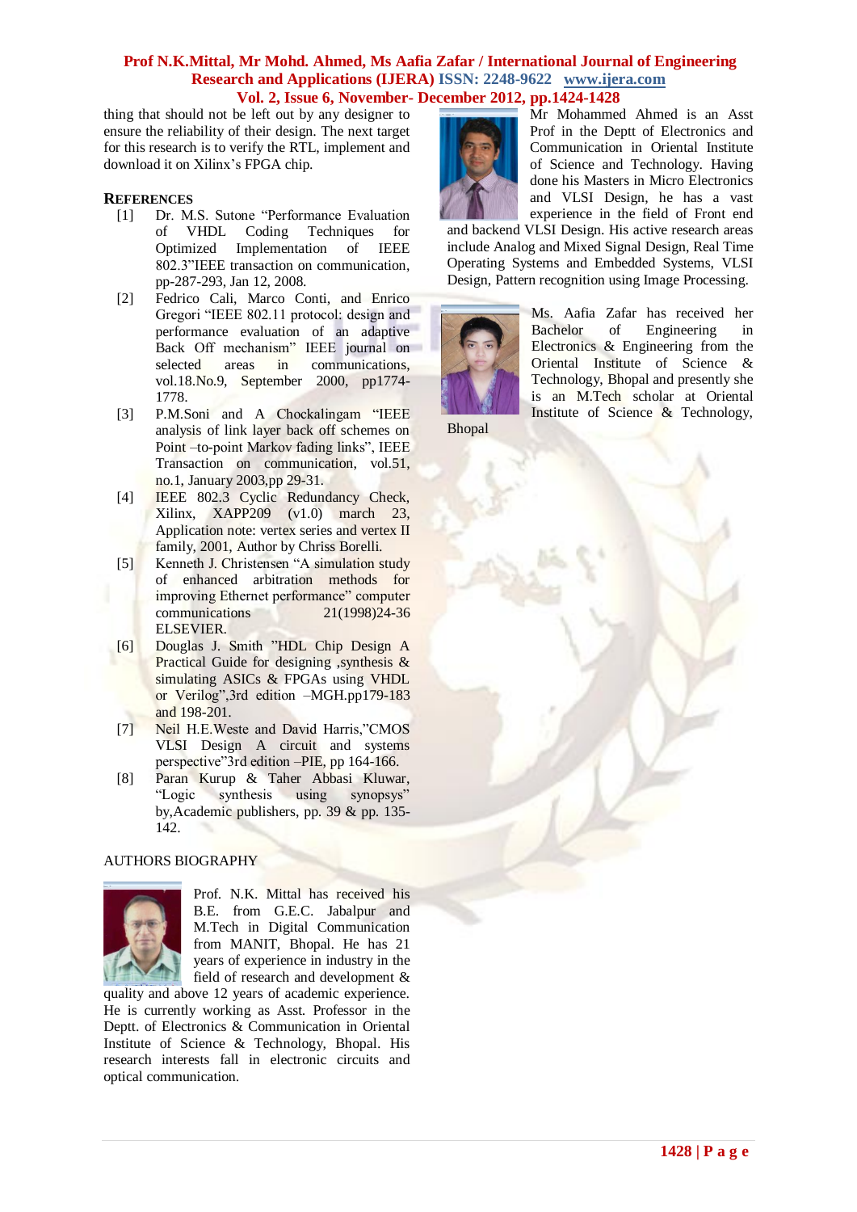thing that should not be left out by any designer to ensure the reliability of their design. The next target for this research is to verify the RTL, implement and download it on Xilinx's FPGA chip.

## REFERENCES

[1] Dr. M.S. Sutone "Performance Evaluation of VHDL Coding Techniques for Optimized Implementation of IEEE 802.3"IEEE transaction on communication, pp-287-293, Jan 12, 2008.

[2] Fedrico Cali, Marco Conti, and Enrico Gregori "IEEE 802.11 protocol: design and performance evaluation of an adaptive Back Off mechanism" IEEE journal on selected areas in communications, vol.18.No.9, September 2000, pp1774-1778.

[3] P.M.Soni and A Chockalingam "IEEE analysis of link layer back off schemes on Point –to-point Markov fading links", IEEE Transaction on communication, vol.51, no.1, January 2003,pp 29-31.

[4] IEEE 802.3 Cyclic Redundancy Check, Xilinx, XAPP209 (v1.0) march 23, Application note: vertex series and vertex II family, 2001, Author by Chriss Borelli.

[5] Kenneth J. Christensen "A simulation study of enhanced arbitration methods for improving Ethernet performance" computer communications 21(1998)24-36 ELSEVIER.

[6] Douglas J. Smith "HDL Chip Design A Practical Guide for designing ,synthesis & simulating ASICs & FPGAs using VHDL or Verilog",3rd edition –MGH.pp179-183 and 198-201.

[7] Neil H.E.Weste and David Harris,"CMOS VLSI Design A circuit and systems perspective"3rd edition –PIE, pp 164-166.

[8] Paran Kurup & Taher Abbasi Kluwar, "Logic synthesis using synopsys" by,Academic publishers, pp. 39 & pp. 135-142.

## AUTHORS BIOGRAPHY

Prof. N.K. Mittal has received his B.E. from G.E.C. Jabalpur and M.Tech in Digital Communication from MANIT, Bhopal. He has 21 years of experience in industry in the field of research and development & quality and above 12 years of academic experience. He is currently working as Asst. Professor in the Deptt. of Electronics & Communication in Oriental Institute of Science & Technology, Bhopal. His research interests fall in electronic circuits and optical communication.

Mr Mohammed Ahmed is an Asst Prof in the Deptt of Electronics and Communication in Oriental Institute of Science and Technology. Having done his Masters in Micro Electronics and VLSI Design, he has a vast experience in the field of Front end and backend VLSI Design. His active research areas include Analog and Mixed Signal Design, Real Time Operating Systems and Embedded Systems, VLSI Design, Pattern recognition using Image Processing.

Ms. Aafia Zafar has received her Bachelor of Engineering in Electronics & Engineering from the Oriental Institute of Science & Technology, Bhopal and presently she is an M.Tech scholar at Oriental Institute of Science & Technology, Bhopal